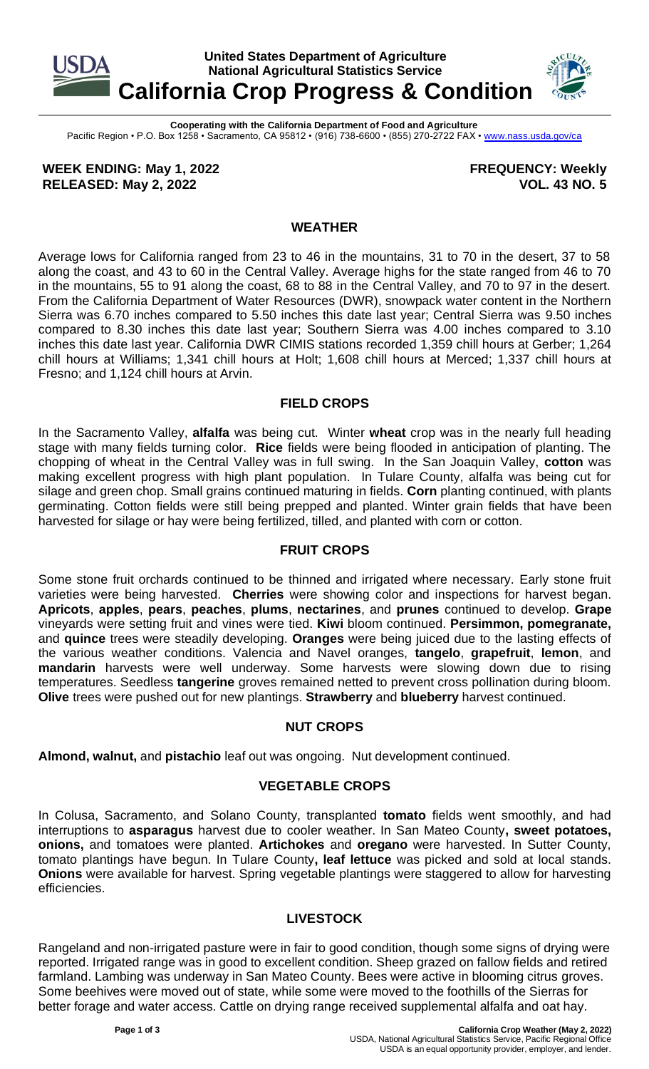**United States Department of Agriculture**
**National Agricultural Statistics Service**

# California Crop Progress & Condition

**Cooperating with the California Department of Food and Agriculture**
Pacific Region • P.O. Box 1258 • Sacramento, CA 95812 • (916) 738-6600 • (855) 270-2722 FAX • www.nass.usda.gov/ca

**WEEK ENDING: May 1, 2022** **FREQUENCY: Weekly**
**RELEASED: May 2, 2022** **VOL. 43 NO. 5**

## WEATHER

Average lows for California ranged from 23 to 46 in the mountains, 31 to 70 in the desert, 37 to 58 along the coast, and 43 to 60 in the Central Valley. Average highs for the state ranged from 46 to 70 in the mountains, 55 to 91 along the coast, 68 to 88 in the Central Valley, and 70 to 97 in the desert. From the California Department of Water Resources (DWR), snowpack water content in the Northern Sierra was 6.70 inches compared to 5.50 inches this date last year; Central Sierra was 9.50 inches compared to 8.30 inches this date last year; Southern Sierra was 4.00 inches compared to 3.10 inches this date last year. California DWR CIMIS stations recorded 1,359 chill hours at Gerber; 1,264 chill hours at Williams; 1,341 chill hours at Holt; 1,608 chill hours at Merced; 1,337 chill hours at Fresno; and 1,124 chill hours at Arvin.

## FIELD CROPS

In the Sacramento Valley, **alfalfa** was being cut. Winter **wheat** crop was in the nearly full heading stage with many fields turning color. **Rice** fields were being flooded in anticipation of planting. The chopping of wheat in the Central Valley was in full swing. In the San Joaquin Valley, **cotton** was making excellent progress with high plant population. In Tulare County, alfalfa was being cut for silage and green chop. Small grains continued maturing in fields. **Corn** planting continued, with plants germinating. Cotton fields were still being prepped and planted. Winter grain fields that have been harvested for silage or hay were being fertilized, tilled, and planted with corn or cotton.

## FRUIT CROPS

Some stone fruit orchards continued to be thinned and irrigated where necessary. Early stone fruit varieties were being harvested. **Cherries** were showing color and inspections for harvest began. **Apricots**, **apples**, **pears**, **peaches**, **plums**, **nectarines**, and **prunes** continued to develop. **Grape** vineyards were setting fruit and vines were tied. **Kiwi** bloom continued. **Persimmon, pomegranate,** and **quince** trees were steadily developing. **Oranges** were being juiced due to the lasting effects of the various weather conditions. Valencia and Navel oranges, **tangelo**, **grapefruit**, **lemon**, and **mandarin** harvests were well underway. Some harvests were slowing down due to rising temperatures. Seedless **tangerine** groves remained netted to prevent cross pollination during bloom. **Olive** trees were pushed out for new plantings. **Strawberry** and **blueberry** harvest continued.

## NUT CROPS

**Almond, walnut,** and **pistachio** leaf out was ongoing. Nut development continued.

## VEGETABLE CROPS

In Colusa, Sacramento, and Solano County, transplanted **tomato** fields went smoothly, and had interruptions to **asparagus** harvest due to cooler weather. In San Mateo County**, sweet potatoes, onions,** and tomatoes were planted. **Artichokes** and **oregano** were harvested. In Sutter County, tomato plantings have begun. In Tulare County**, leaf lettuce** was picked and sold at local stands. **Onions** were available for harvest. Spring vegetable plantings were staggered to allow for harvesting efficiencies.

## LIVESTOCK

Rangeland and non-irrigated pasture were in fair to good condition, though some signs of drying were reported. Irrigated range was in good to excellent condition. Sheep grazed on fallow fields and retired farmland. Lambing was underway in San Mateo County. Bees were active in blooming citrus groves. Some beehives were moved out of state, while some were moved to the foothills of the Sierras for better forage and water access. Cattle on drying range received supplemental alfalfa and oat hay.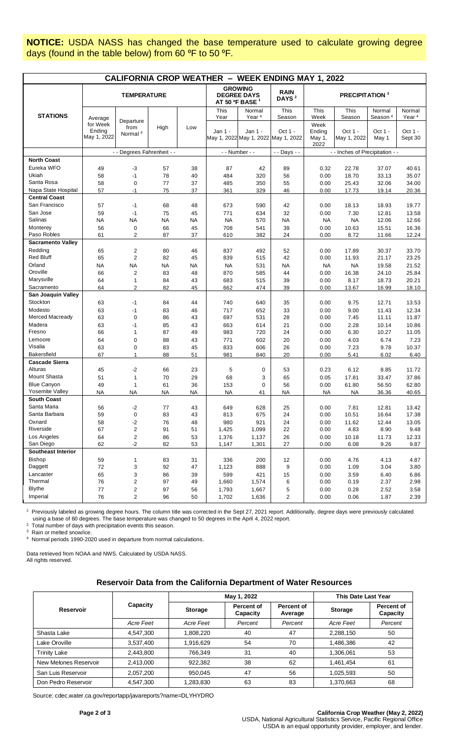**NOTICE:** USDA NASS has changed the base temperature used to calculate growing degree days (found in the table below) from 60 ºF to 50 ºF.

## CALIFORNIA CROP WEATHER – WEEK ENDING MAY 1, 2022

| STATIONS | TEMPERATURE | | | | GROWING DEGREE DAYS AT 50 ºF BASE [1] | | RAIN DAYS [2] | PRECIPITATION [3] | | | |
|---|---|---|---|---|---|---|---|---|---|---|---|
| | Average for Week Ending May 1, 2022 | Departure from Normal [4] | High | Low | This Year Jan 1 - May 1, 2022 | Normal Year [4] Jan 1 - May 1, 2022 | This Season Oct 1 - May 1, 2022 | This Week Week Ending May 1, 2022 | This Season Oct 1 - May 1, 2022 | Normal Season [4] Oct 1 - May 1 | Normal Year [4] Oct 1 - Sept 30 |
| | - - Degrees Fahrenheit - - | | | | - - Number - - | | - - Days - - | - - Inches of Precipitation - - | | | |
| **North Coast** | | | | | | | | | | | |
| Eureka WFO | 49 | -3 | 57 | 38 | 87 | 42 | 89 | 0.32 | 22.78 | 37.07 | 40.61 |
| Ukiah | 58 | -1 | 78 | 40 | 484 | 320 | 56 | 0.00 | 18.70 | 33.13 | 35.07 |
| Santa Rosa | 58 | 0 | 77 | 37 | 485 | 350 | 55 | 0.00 | 25.43 | 32.06 | 34.00 |
| Napa State Hospital | 57 | -1 | 75 | 37 | 361 | 329 | 46 | 0.00 | 17.73 | 19.14 | 20.36 |
| **Central Coast** | | | | | | | | | | | |
| San Francisco | 57 | -1 | 68 | 48 | 673 | 590 | 42 | 0.00 | 18.13 | 18.93 | 19.77 |
| San Jose | 59 | -1 | 75 | 45 | 771 | 634 | 32 | 0.00 | 7.30 | 12.81 | 13.58 |
| Salinas | NA | NA | NA | NA | NA | 570 | NA | NA | NA | 12.06 | 12.66 |
| Monterey | 56 | 0 | 66 | 45 | 708 | 541 | 39 | 0.00 | 10.63 | 15.51 | 16.36 |
| Paso Robles | 61 | 2 | 87 | 37 | 610 | 382 | 24 | 0.00 | 8.72 | 11.66 | 12.24 |
| **Sacramento Valley** | | | | | | | | | | | |
| Redding | 65 | 2 | 80 | 46 | 837 | 492 | 52 | 0.00 | 17.89 | 30.37 | 33.70 |
| Red Bluff | 65 | 2 | 82 | 45 | 839 | 515 | 42 | 0.00 | 11.93 | 21.17 | 23.25 |
| Orland | NA | NA | NA | NA | NA | 531 | NA | NA | NA | 19.58 | 21.52 |
| Oroville | 66 | 2 | 83 | 48 | 870 | 585 | 44 | 0.00 | 16.38 | 24.10 | 25.84 |
| Marysville | 64 | 1 | 84 | 43 | 683 | 515 | 39 | 0.00 | 8.17 | 18.73 | 20.21 |
| Sacramento | 64 | 2 | 82 | 45 | 662 | 474 | 39 | 0.00 | 13.67 | 16.99 | 18.10 |
| **San Joaquin Valley** | | | | | | | | | | | |
| Stockton | 63 | -1 | 84 | 44 | 740 | 640 | 35 | 0.00 | 9.75 | 12.71 | 13.53 |
| Modesto | 63 | -1 | 83 | 46 | 717 | 652 | 33 | 0.00 | 9.00 | 11.43 | 12.34 |
| Merced Macready | 63 | 0 | 86 | 43 | 697 | 531 | 28 | 0.00 | 7.45 | 11.11 | 11.87 |
| Madera | 63 | -1 | 85 | 43 | 663 | 614 | 21 | 0.00 | 2.28 | 10.14 | 10.86 |
| Fresno | 66 | 1 | 87 | 49 | 983 | 720 | 24 | 0.00 | 6.30 | 10.27 | 11.05 |
| Lemoore | 64 | 0 | 88 | 43 | 771 | 602 | 20 | 0.00 | 4.03 | 6.74 | 7.23 |
| Visalia | 63 | 0 | 83 | 45 | 833 | 606 | 26 | 0.00 | 7.23 | 9.78 | 10.37 |
| Bakersfield | 67 | 1 | 88 | 51 | 981 | 840 | 20 | 0.00 | 5.41 | 6.02 | 6.40 |
| **Cascade Sierra** | | | | | | | | | | | |
| Alturas | 45 | -2 | 66 | 23 | 5 | 0 | 53 | 0.23 | 6.12 | 8.85 | 11.72 |
| Mount Shasta | 51 | 1 | 70 | 29 | 68 | 3 | 65 | 0.05 | 17.81 | 33.47 | 37.86 |
| Blue Canyon | 49 | 1 | 61 | 36 | 153 | 0 | 56 | 0.00 | 61.80 | 56.50 | 62.80 |
| Yosemite Valley | NA | NA | NA | NA | NA | 41 | NA | NA | NA | 36.36 | 40.65 |
| **South Coast** | | | | | | | | | | | |
| Santa Maria | 56 | -2 | 77 | 43 | 649 | 628 | 25 | 0.00 | 7.81 | 12.81 | 13.42 |
| Santa Barbara | 59 | 0 | 83 | 43 | 813 | 675 | 24 | 0.00 | 10.51 | 16.64 | 17.38 |
| Oxnard | 58 | -2 | 76 | 48 | 980 | 921 | 24 | 0.00 | 11.62 | 12.44 | 13.05 |
| Riverside | 67 | 2 | 91 | 51 | 1,425 | 1,099 | 22 | 0.00 | 4.83 | 8.90 | 9.48 |
| Los Angeles | 64 | 2 | 86 | 53 | 1,376 | 1,137 | 26 | 0.00 | 10.18 | 11.73 | 12.33 |
| San Diego | 62 | -2 | 82 | 53 | 1,147 | 1,301 | 27 | 0.00 | 6.08 | 9.26 | 9.87 |
| **Southeast Interior** | | | | | | | | | | | |
| Bishop | 59 | 1 | 83 | 31 | 336 | 200 | 12 | 0.00 | 4.76 | 4.13 | 4.87 |
| Daggett | 72 | 3 | 92 | 47 | 1,123 | 888 | 9 | 0.00 | 1.09 | 3.04 | 3.80 |
| Lancaster | 65 | 3 | 86 | 39 | 599 | 421 | 15 | 0.00 | 3.59 | 6.40 | 6.86 |
| Thermal | 76 | 2 | 97 | 49 | 1,660 | 1,574 | 6 | 0.00 | 0.19 | 2.37 | 2.98 |
| Blythe | 77 | 2 | 97 | 56 | 1,793 | 1,667 | 5 | 0.00 | 0.28 | 2.52 | 3.58 |
| Imperial | 76 | 2 | 96 | 50 | 1,702 | 1,636 | 2 | 0.00 | 0.06 | 1.87 | 2.39 |

[1] Previously labeled as growing degree hours. The column title was corrected in the Sept 27, 2021 report. Additionally, degree days were previously calculated using a base of 60 degrees. The base temperature was changed to 50 degrees in the April 4, 2022 report.

[2] Total number of days with precipitation events this season.

[3] Rain or melted snow/ice.

[4] Normal periods 1990-2020 used in departure from normal calculations.

Data retrieved from NOAA and NWS. Calculated by USDA NASS.
All rights reserved.

### Reservoir Data from the California Department of Water Resources

| Reservoir | Capacity | May 1, 2022 | | | This Date Last Year | |
|---|---|---|---|---|---|---|
| | | Storage | Percent of Capacity | Percent of Average | Storage | Percent of Capacity |
| | *Acre Feet* | *Acre Feet* | *Percent* | *Percent* | *Acre Feet* | *Percent* |
| Shasta Lake | 4,547,300 | 1,808,220 | 40 | 47 | 2,288,150 | 50 |
| Lake Oroville | 3,537,400 | 1,916,629 | 54 | 70 | 1,486,386 | 42 |
| Trinity Lake | 2,443,800 | 766,349 | 31 | 40 | 1,306,061 | 53 |
| New Melones Reservoir | 2,413,000 | 922,382 | 38 | 62 | 1,461,454 | 61 |
| San Luis Reservoir | 2,057,200 | 950,045 | 47 | 56 | 1,025,593 | 50 |
| Don Pedro Reservoir | 4,547,300 | 1,283,830 | 63 | 83 | 1,370,663 | 68 |

Source: cdec.water.ca.gov/reportapp/javareports?name=DLYHYDRO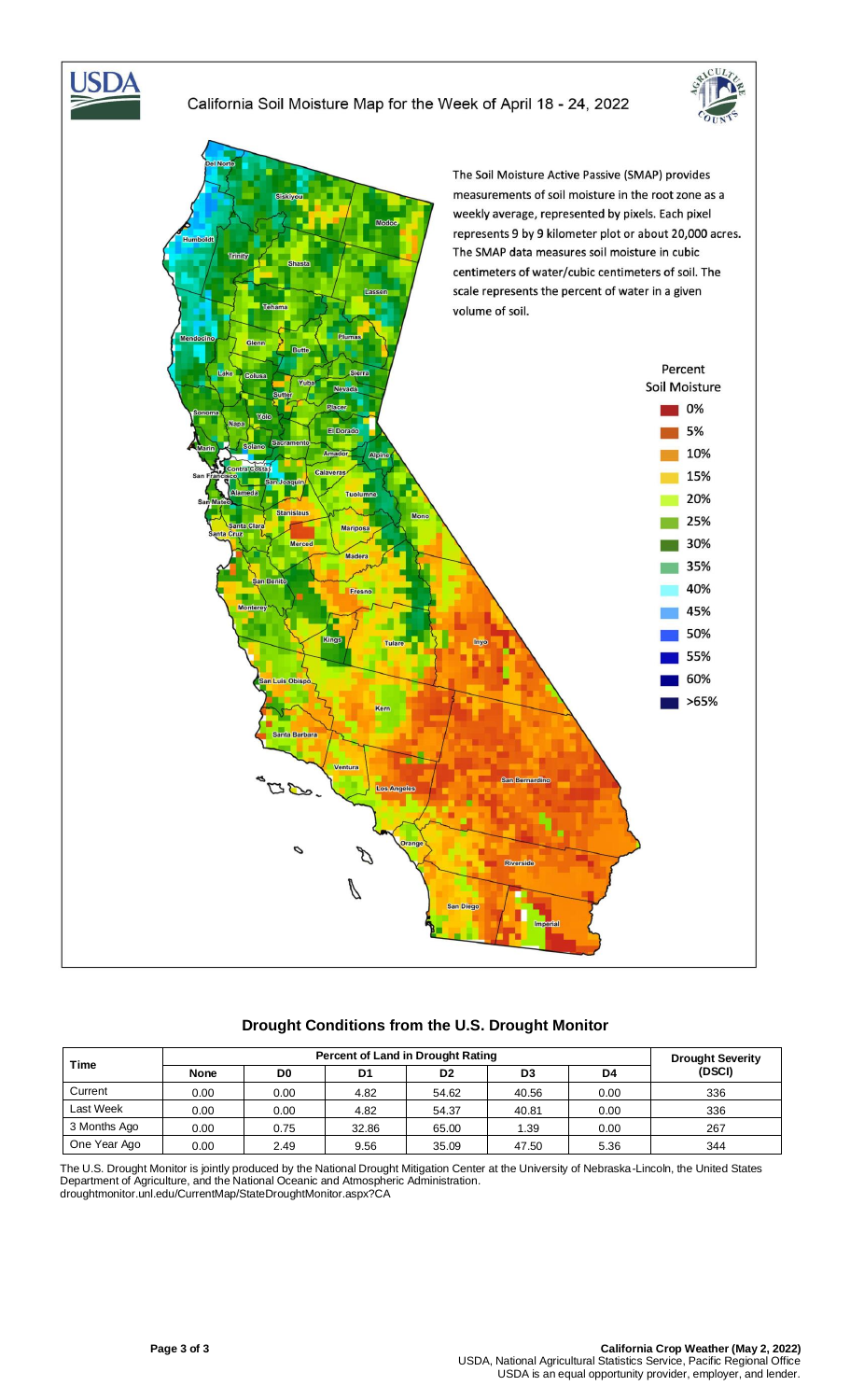California Soil Moisture Map for the Week of April 18 - 24, 2022

The Soil Moisture Active Passive (SMAP) provides measurements of soil moisture in the root zone as a weekly average, represented by pixels. Each pixel represents 9 by 9 kilometer plot or about 20,000 acres. The SMAP data measures soil moisture in cubic centimeters of water/cubic centimeters of soil. The scale represents the percent of water in a given volume of soil.

Percent Soil Moisture
0%
5%
10%
15%
20%
25%
30%
35%
40%
45%
50%
55%
60%
>65%

Del Norte, Siskiyou, Modoc, Humboldt, Trinity, Shasta, Lassen, Tehama, Mendocino, Glenn, Plumas, Butte, Lake, Colusa, Sierra, Yuba, Nevada, Sutter, Placer, Sonoma, Yolo, Napa, El Dorado, Sacramento, Marin, Solano, Amador, Alpine, Contra Costa, San Francisco, Calaveras, San Joaquin, Alameda, Tuolumne, San Mateo, Stanislaus, Mono, Santa Clara, Santa Cruz, Mariposa, Merced, Madera, San Benito, Fresno, Monterey, Kings, Tulare, Inyo, San Luis Obispo, Kern, Santa Barbara, Ventura, San Bernardino, Los Angeles, Orange, Riverside, San Diego, Imperial

## Drought Conditions from the U.S. Drought Monitor

| Time | Percent of Land in Drought Rating | | | | | | Drought Severity (DSCI) |
|---|---|---|---|---|---|---|---|
| | None | D0 | D1 | D2 | D3 | D4 | |
| Current | 0.00 | 0.00 | 4.82 | 54.62 | 40.56 | 0.00 | 336 |
| Last Week | 0.00 | 0.00 | 4.82 | 54.37 | 40.81 | 0.00 | 336 |
| 3 Months Ago | 0.00 | 0.75 | 32.86 | 65.00 | 1.39 | 0.00 | 267 |
| One Year Ago | 0.00 | 2.49 | 9.56 | 35.09 | 47.50 | 5.36 | 344 |

The U.S. Drought Monitor is jointly produced by the National Drought Mitigation Center at the University of Nebraska-Lincoln, the United States Department of Agriculture, and the National Oceanic and Atmospheric Administration.
droughtmonitor.unl.edu/CurrentMap/StateDroughtMonitor.aspx?CA

**California Crop Weather (May 2, 2022)**
USDA, National Agricultural Statistics Service, Pacific Regional Office
USDA is an equal opportunity provider, employer, and lender.